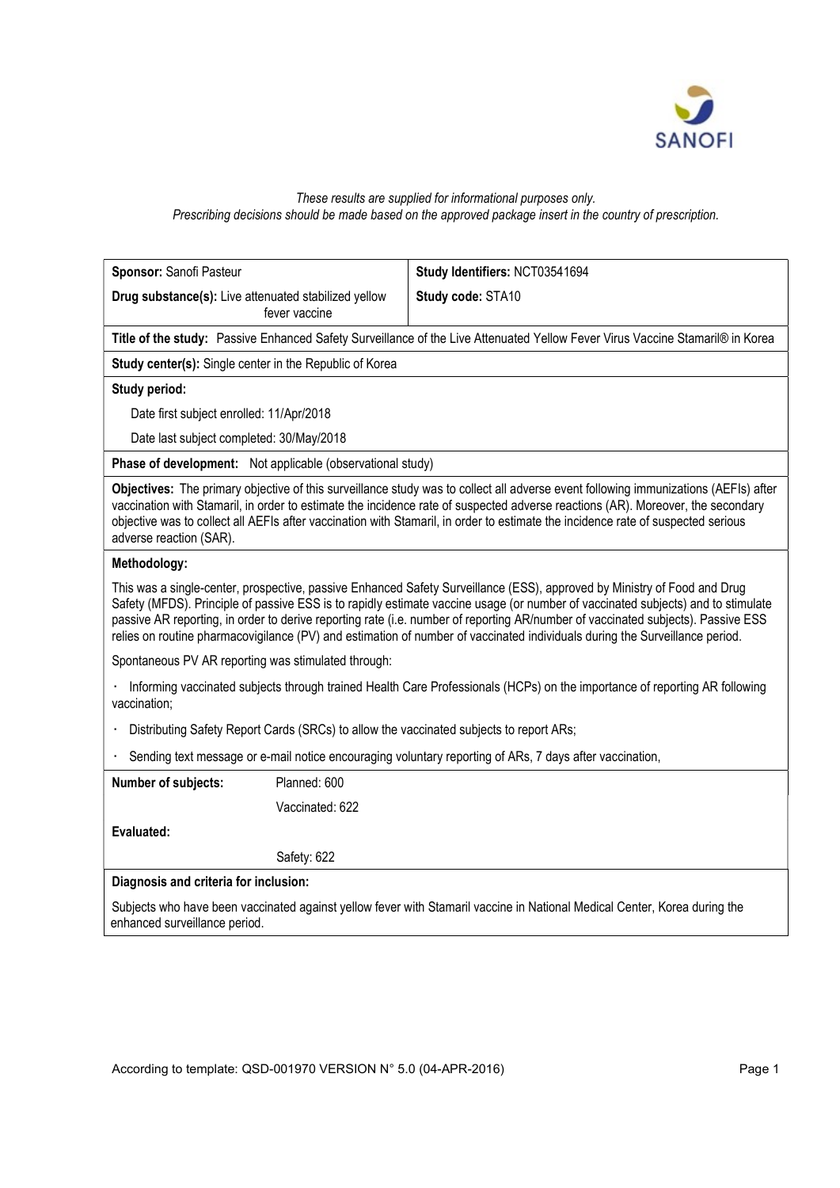*These results are supplied for informational purposes only.*
*Prescribing decisions should be made based on the approved package insert in the country of prescription.*

| **Sponsor:** Sanofi Pasteur | **Study Identifiers:** NCT03541694 |
|---|---|
| **Drug substance(s):** Live attenuated stabilized yellow fever vaccine | **Study code:** STA10 |

**Title of the study:** Passive Enhanced Safety Surveillance of the Live Attenuated Yellow Fever Virus Vaccine Stamaril® in Korea

**Study center(s):** Single center in the Republic of Korea

**Study period:**

Date first subject enrolled: 11/Apr/2018

Date last subject completed: 30/May/2018

**Phase of development:** Not applicable (observational study)

**Objectives:** The primary objective of this surveillance study was to collect all adverse event following immunizations (AEFIs) after vaccination with Stamaril, in order to estimate the incidence rate of suspected adverse reactions (AR). Moreover, the secondary objective was to collect all AEFIs after vaccination with Stamaril, in order to estimate the incidence rate of suspected serious adverse reaction (SAR).

**Methodology:**

This was a single-center, prospective, passive Enhanced Safety Surveillance (ESS), approved by Ministry of Food and Drug Safety (MFDS). Principle of passive ESS is to rapidly estimate vaccine usage (or number of vaccinated subjects) and to stimulate passive AR reporting, in order to derive reporting rate (i.e. number of reporting AR/number of vaccinated subjects). Passive ESS relies on routine pharmacovigilance (PV) and estimation of number of vaccinated individuals during the Surveillance period.

Spontaneous PV AR reporting was stimulated through:

- Informing vaccinated subjects through trained Health Care Professionals (HCPs) on the importance of reporting AR following vaccination;
- Distributing Safety Report Cards (SRCs) to allow the vaccinated subjects to report ARs;
- Sending text message or e-mail notice encouraging voluntary reporting of ARs, 7 days after vaccination,

| **Number of subjects:** | Planned: 600 |
|---|---|
| | Vaccinated: 622 |
| **Evaluated:** | |
| | Safety: 622 |

**Diagnosis and criteria for inclusion:**

Subjects who have been vaccinated against yellow fever with Stamaril vaccine in National Medical Center, Korea during the enhanced surveillance period.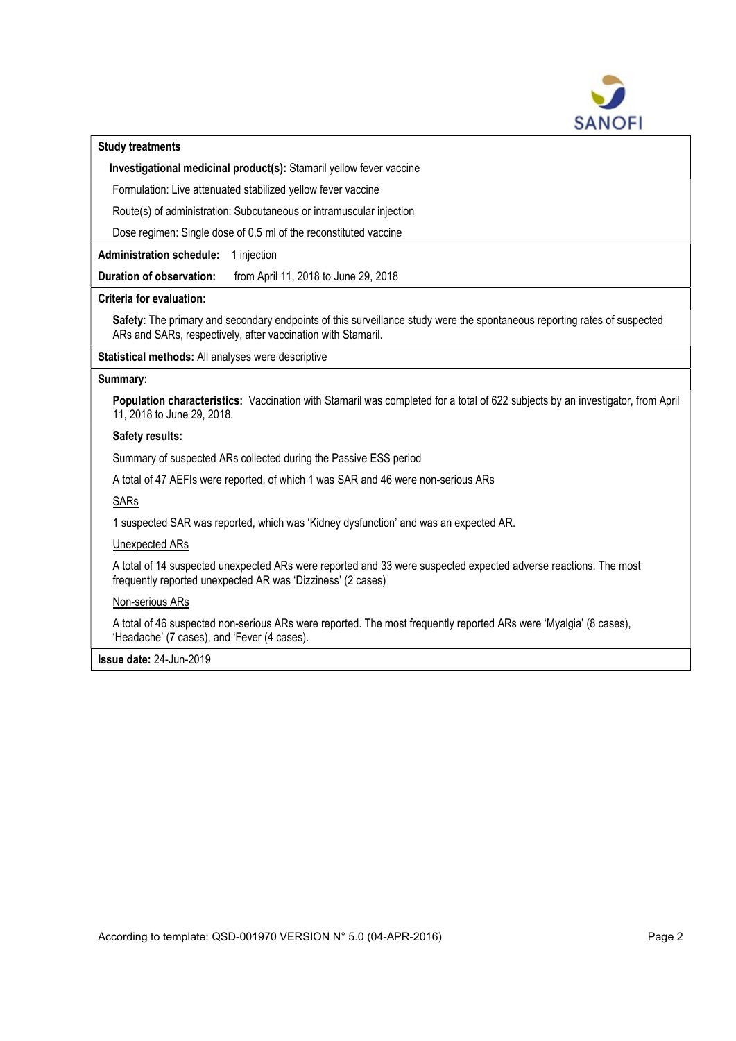**Study treatments**

**Investigational medicinal product(s):** Stamaril yellow fever vaccine

Formulation: Live attenuated stabilized yellow fever vaccine

Route(s) of administration: Subcutaneous or intramuscular injection

Dose regimen: Single dose of 0.5 ml of the reconstituted vaccine

**Administration schedule:** 1 injection

**Duration of observation:** from April 11, 2018 to June 29, 2018

**Criteria for evaluation:**

**Safety**: The primary and secondary endpoints of this surveillance study were the spontaneous reporting rates of suspected ARs and SARs, respectively, after vaccination with Stamaril.

**Statistical methods:** All analyses were descriptive

**Summary:**

**Population characteristics:** Vaccination with Stamaril was completed for a total of 622 subjects by an investigator, from April 11, 2018 to June 29, 2018.

**Safety results:**

Summary of suspected ARs collected during the Passive ESS period

A total of 47 AEFIs were reported, of which 1 was SAR and 46 were non-serious ARs

SARs

1 suspected SAR was reported, which was 'Kidney dysfunction' and was an expected AR.

Unexpected ARs

A total of 14 suspected unexpected ARs were reported and 33 were suspected expected adverse reactions. The most frequently reported unexpected AR was 'Dizziness' (2 cases)

Non-serious ARs

A total of 46 suspected non-serious ARs were reported. The most frequently reported ARs were 'Myalgia' (8 cases), 'Headache' (7 cases), and 'Fever (4 cases).

**Issue date:** 24-Jun-2019